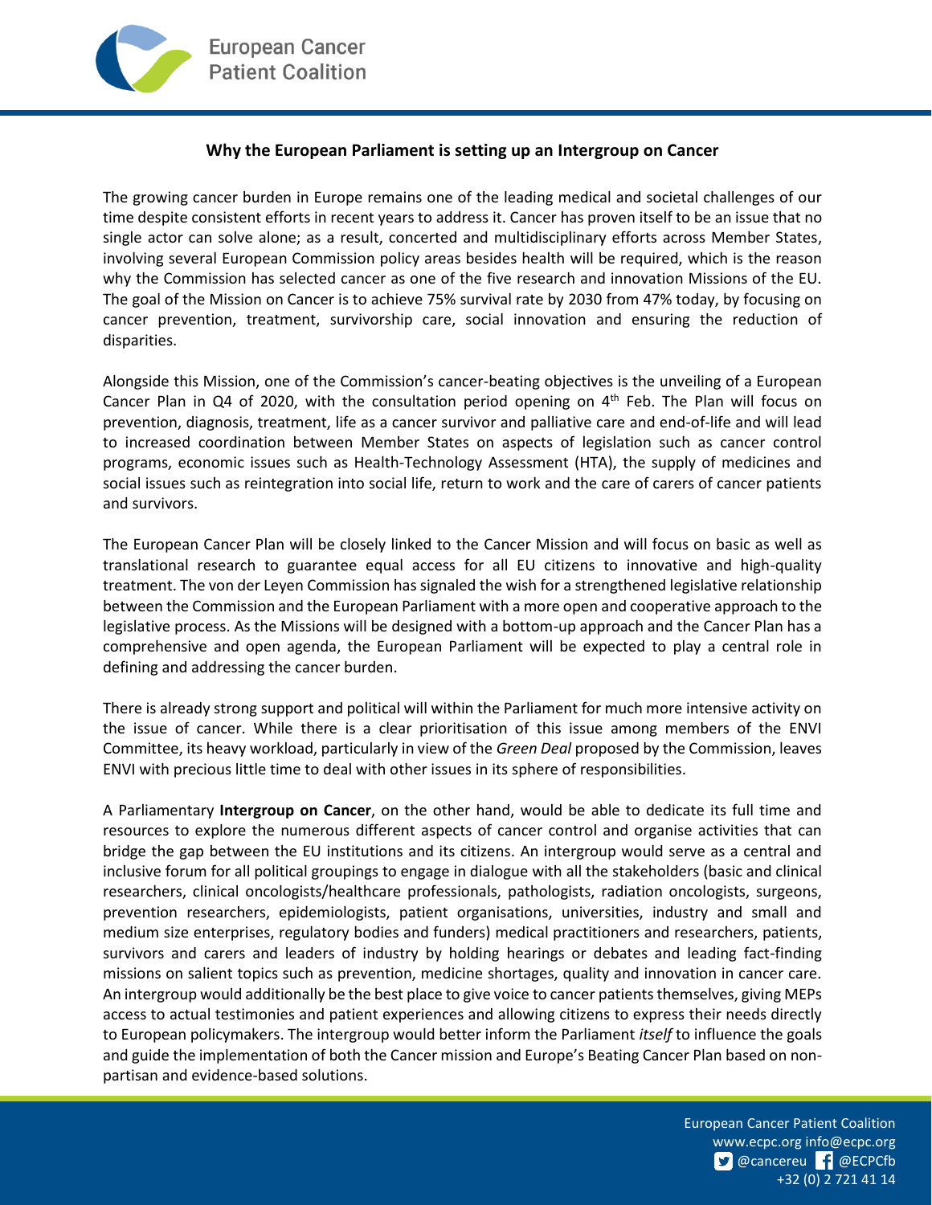## Why the European Parliament is setting up an Intergroup on Cancer

The growing cancer burden in Europe remains one of the leading medical and societal challenges of our time despite consistent efforts in recent years to address it. Cancer has proven itself to be an issue that no single actor can solve alone; as a result, concerted and multidisciplinary efforts across Member States, involving several European Commission policy areas besides health will be required, which is the reason why the Commission has selected cancer as one of the five research and innovation Missions of the EU. The goal of the Mission on Cancer is to achieve 75% survival rate by 2030 from 47% today, by focusing on cancer prevention, treatment, survivorship care, social innovation and ensuring the reduction of disparities.

Alongside this Mission, one of the Commission's cancer-beating objectives is the unveiling of a European Cancer Plan in Q4 of 2020, with the consultation period opening on 4th Feb. The Plan will focus on prevention, diagnosis, treatment, life as a cancer survivor and palliative care and end-of-life and will lead to increased coordination between Member States on aspects of legislation such as cancer control programs, economic issues such as Health-Technology Assessment (HTA), the supply of medicines and social issues such as reintegration into social life, return to work and the care of carers of cancer patients and survivors.

The European Cancer Plan will be closely linked to the Cancer Mission and will focus on basic as well as translational research to guarantee equal access for all EU citizens to innovative and high-quality treatment. The von der Leyen Commission has signaled the wish for a strengthened legislative relationship between the Commission and the European Parliament with a more open and cooperative approach to the legislative process. As the Missions will be designed with a bottom-up approach and the Cancer Plan has a comprehensive and open agenda, the European Parliament will be expected to play a central role in defining and addressing the cancer burden.

There is already strong support and political will within the Parliament for much more intensive activity on the issue of cancer. While there is a clear prioritisation of this issue among members of the ENVI Committee, its heavy workload, particularly in view of the *Green Deal* proposed by the Commission, leaves ENVI with precious little time to deal with other issues in its sphere of responsibilities.

A Parliamentary **Intergroup on Cancer**, on the other hand, would be able to dedicate its full time and resources to explore the numerous different aspects of cancer control and organise activities that can bridge the gap between the EU institutions and its citizens. An intergroup would serve as a central and inclusive forum for all political groupings to engage in dialogue with all the stakeholders (basic and clinical researchers, clinical oncologists/healthcare professionals, pathologists, radiation oncologists, surgeons, prevention researchers, epidemiologists, patient organisations, universities, industry and small and medium size enterprises, regulatory bodies and funders) medical practitioners and researchers, patients, survivors and carers and leaders of industry by holding hearings or debates and leading fact-finding missions on salient topics such as prevention, medicine shortages, quality and innovation in cancer care. An intergroup would additionally be the best place to give voice to cancer patients themselves, giving MEPs access to actual testimonies and patient experiences and allowing citizens to express their needs directly to European policymakers. The intergroup would better inform the Parliament *itself* to influence the goals and guide the implementation of both the Cancer mission and Europe's Beating Cancer Plan based on non-partisan and evidence-based solutions.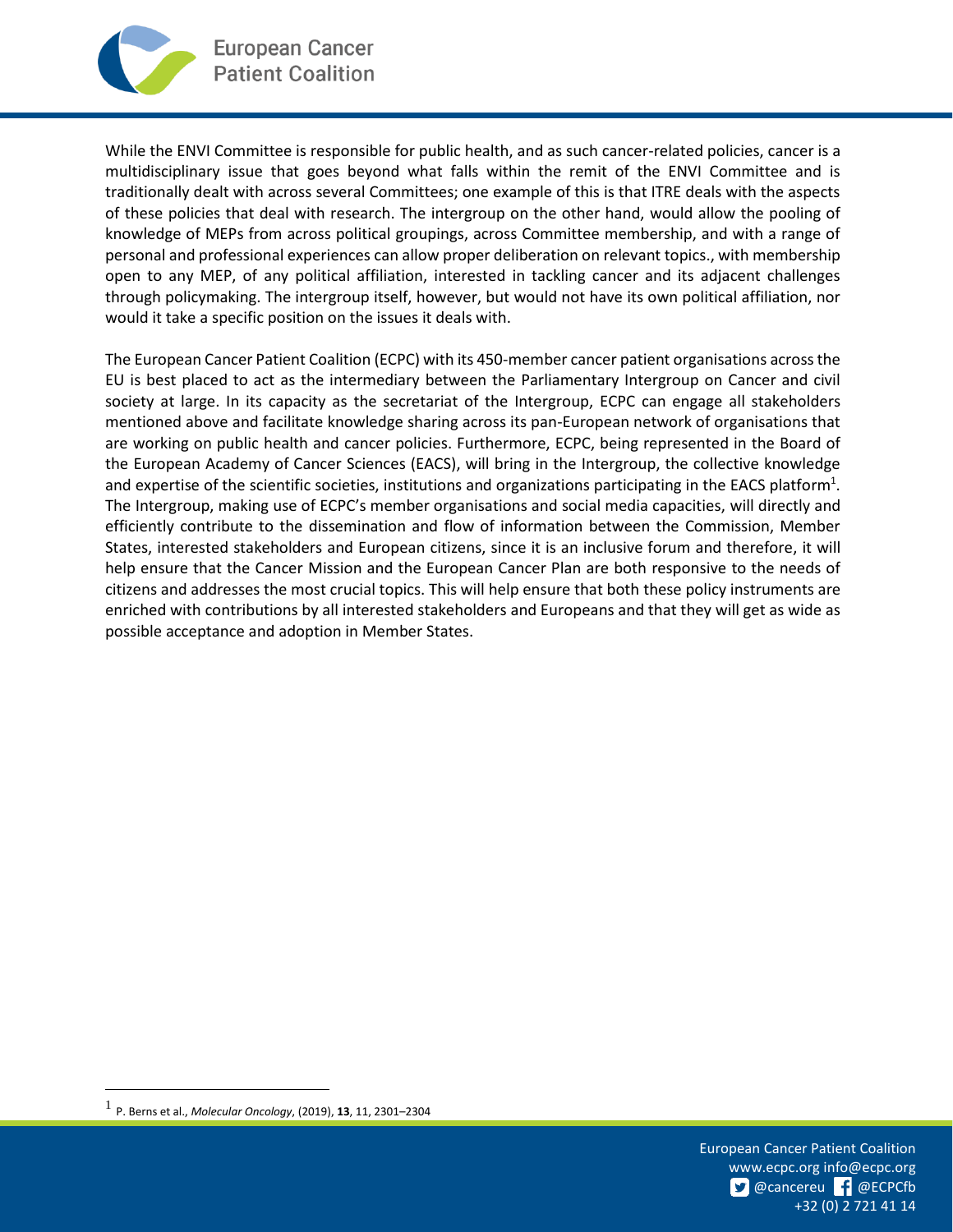While the ENVI Committee is responsible for public health, and as such cancer-related policies, cancer is a multidisciplinary issue that goes beyond what falls within the remit of the ENVI Committee and is traditionally dealt with across several Committees; one example of this is that ITRE deals with the aspects of these policies that deal with research. The intergroup on the other hand, would allow the pooling of knowledge of MEPs from across political groupings, across Committee membership, and with a range of personal and professional experiences can allow proper deliberation on relevant topics., with membership open to any MEP, of any political affiliation, interested in tackling cancer and its adjacent challenges through policymaking. The intergroup itself, however, but would not have its own political affiliation, nor would it take a specific position on the issues it deals with.

The European Cancer Patient Coalition (ECPC) with its 450-member cancer patient organisations across the EU is best placed to act as the intermediary between the Parliamentary Intergroup on Cancer and civil society at large. In its capacity as the secretariat of the Intergroup, ECPC can engage all stakeholders mentioned above and facilitate knowledge sharing across its pan-European network of organisations that are working on public health and cancer policies. Furthermore, ECPC, being represented in the Board of the European Academy of Cancer Sciences (EACS), will bring in the Intergroup, the collective knowledge and expertise of the scientific societies, institutions and organizations participating in the EACS platform[1]. The Intergroup, making use of ECPC's member organisations and social media capacities, will directly and efficiently contribute to the dissemination and flow of information between the Commission, Member States, interested stakeholders and European citizens, since it is an inclusive forum and therefore, it will help ensure that the Cancer Mission and the European Cancer Plan are both responsive to the needs of citizens and addresses the most crucial topics. This will help ensure that both these policy instruments are enriched with contributions by all interested stakeholders and Europeans and that they will get as wide as possible acceptance and adoption in Member States.

---

[1] P. Berns et al., *Molecular Oncology*, (2019), **13**, 11, 2301–2304